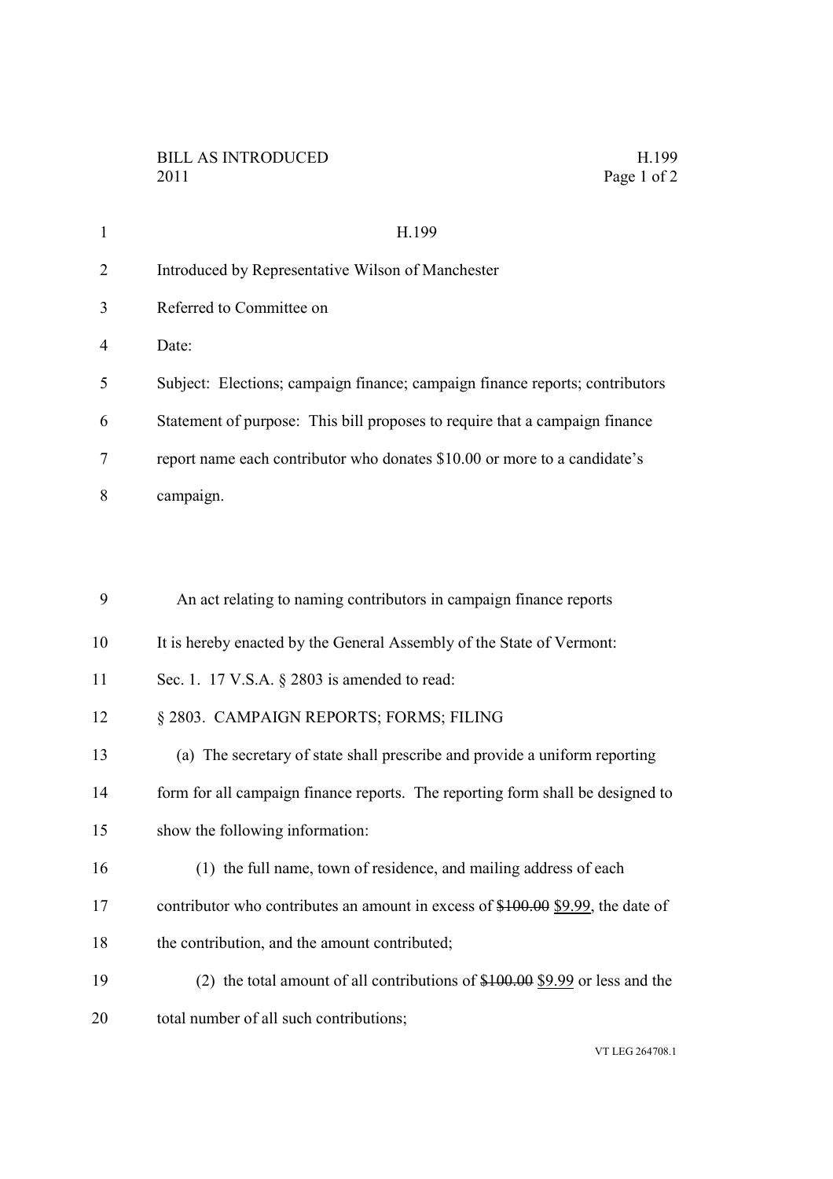H.199

Introduced by Representative Wilson of Manchester

Referred to Committee on

Date:

Subject: Elections; campaign finance; campaign finance reports; contributors

Statement of purpose: This bill proposes to require that a campaign finance report name each contributor who donates $10.00 or more to a candidate's campaign.

An act relating to naming contributors in campaign finance reports

It is hereby enacted by the General Assembly of the State of Vermont:

Sec. 1. 17 V.S.A. § 2803 is amended to read:

§ 2803. CAMPAIGN REPORTS; FORMS; FILING

(a) The secretary of state shall prescribe and provide a uniform reporting form for all campaign finance reports. The reporting form shall be designed to show the following information:

(1) the full name, town of residence, and mailing address of each contributor who contributes an amount in excess of ~~$100.00~~ <u>$9.99</u>, the date of the contribution, and the amount contributed;

(2) the total amount of all contributions of ~~$100.00~~ <u>$9.99</u> or less and the total number of all such contributions;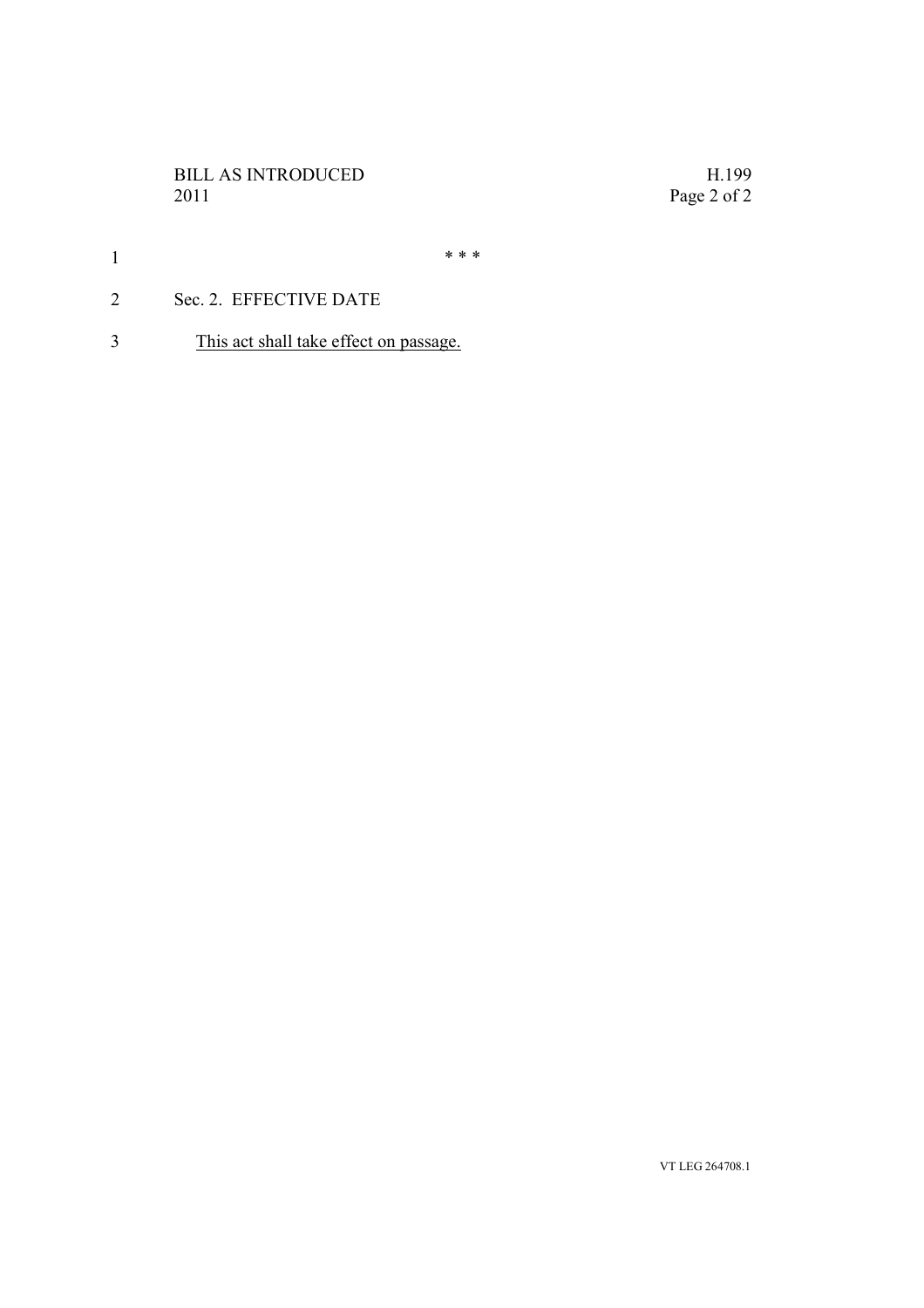* * *

Sec. 2. EFFECTIVE DATE

This act shall take effect on passage.